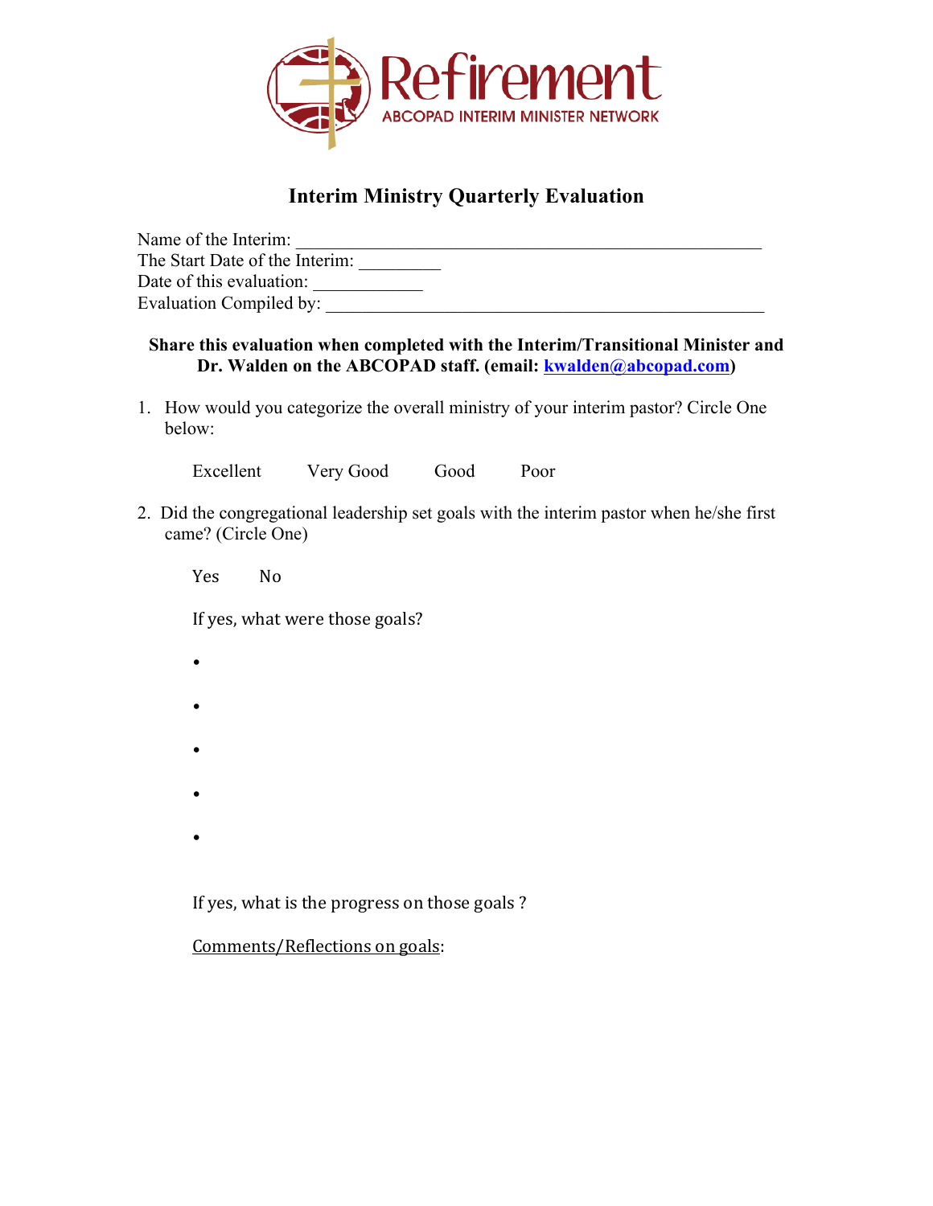Refirement

ABCOPAD INTERIM MINISTER NETWORK

# Interim Ministry Quarterly Evaluation

Name of the Interim: ____________________________________________________
The Start Date of the Interim: _________
Date of this evaluation: ____________
Evaluation Compiled by: _________________________________________________

**Share this evaluation when completed with the Interim/Transitional Minister and Dr. Walden on the ABCOPAD staff. (email: kwalden@abcopad.com)**

1. How would you categorize the overall ministry of your interim pastor? Circle One below:

   Excellent    Very Good    Good    Poor

2. Did the congregational leadership set goals with the interim pastor when he/she first came? (Circle One)

   Yes    No

   If yes, what were those goals?

   -
   -
   -
   -
   -

   If yes, what is the progress on those goals ?

   Comments/Reflections on goals: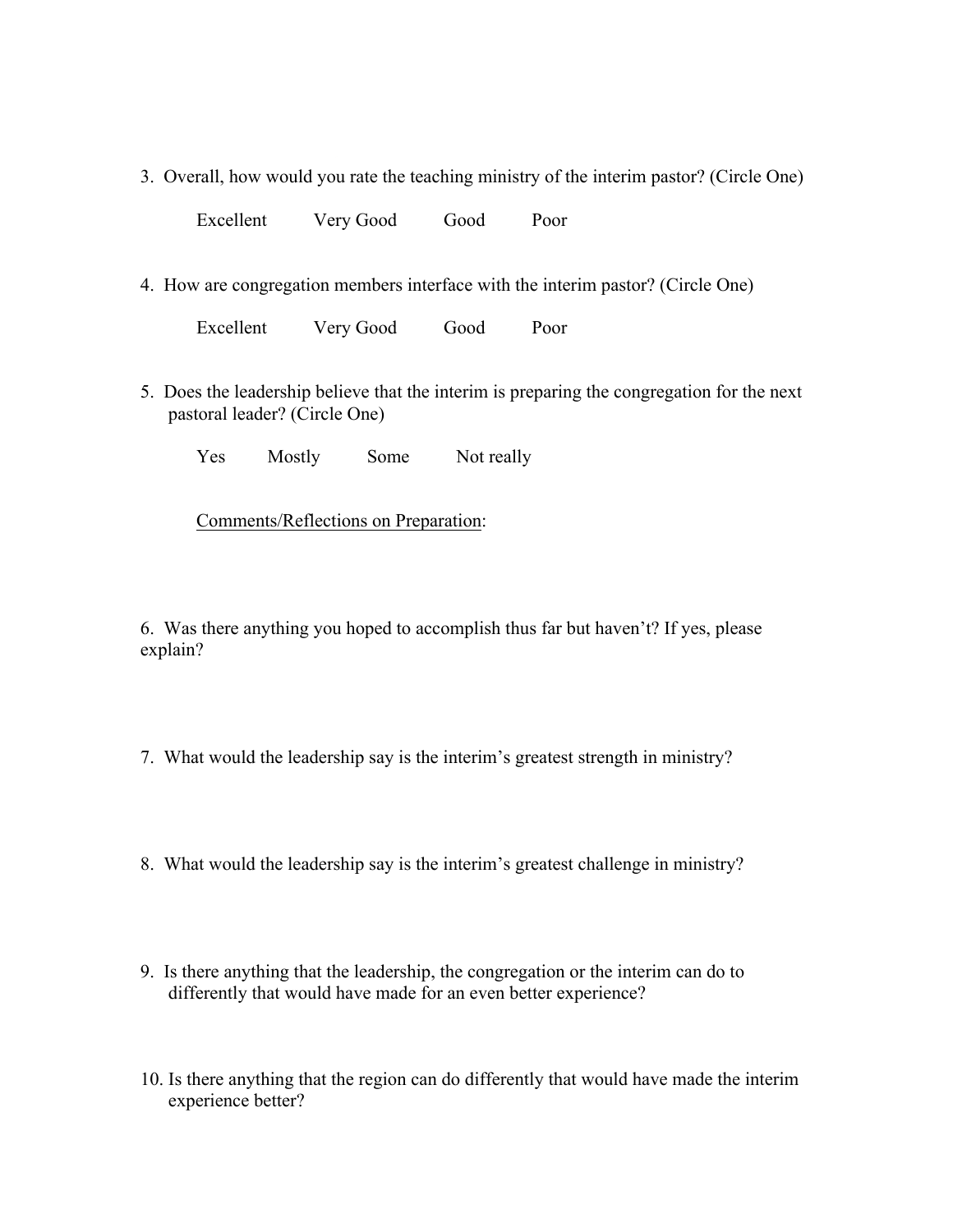3. Overall, how would you rate the teaching ministry of the interim pastor? (Circle One)

   Excellent   Very Good   Good   Poor

4. How are congregation members interface with the interim pastor? (Circle One)

   Excellent   Very Good   Good   Poor

5. Does the leadership believe that the interim is preparing the congregation for the next pastoral leader? (Circle One)

   Yes   Mostly   Some   Not really

   <u>Comments/Reflections on Preparation</u>:

6. Was there anything you hoped to accomplish thus far but haven't? If yes, please explain?

7. What would the leadership say is the interim's greatest strength in ministry?

8. What would the leadership say is the interim's greatest challenge in ministry?

9. Is there anything that the leadership, the congregation or the interim can do to differently that would have made for an even better experience?

10. Is there anything that the region can do differently that would have made the interim experience better?